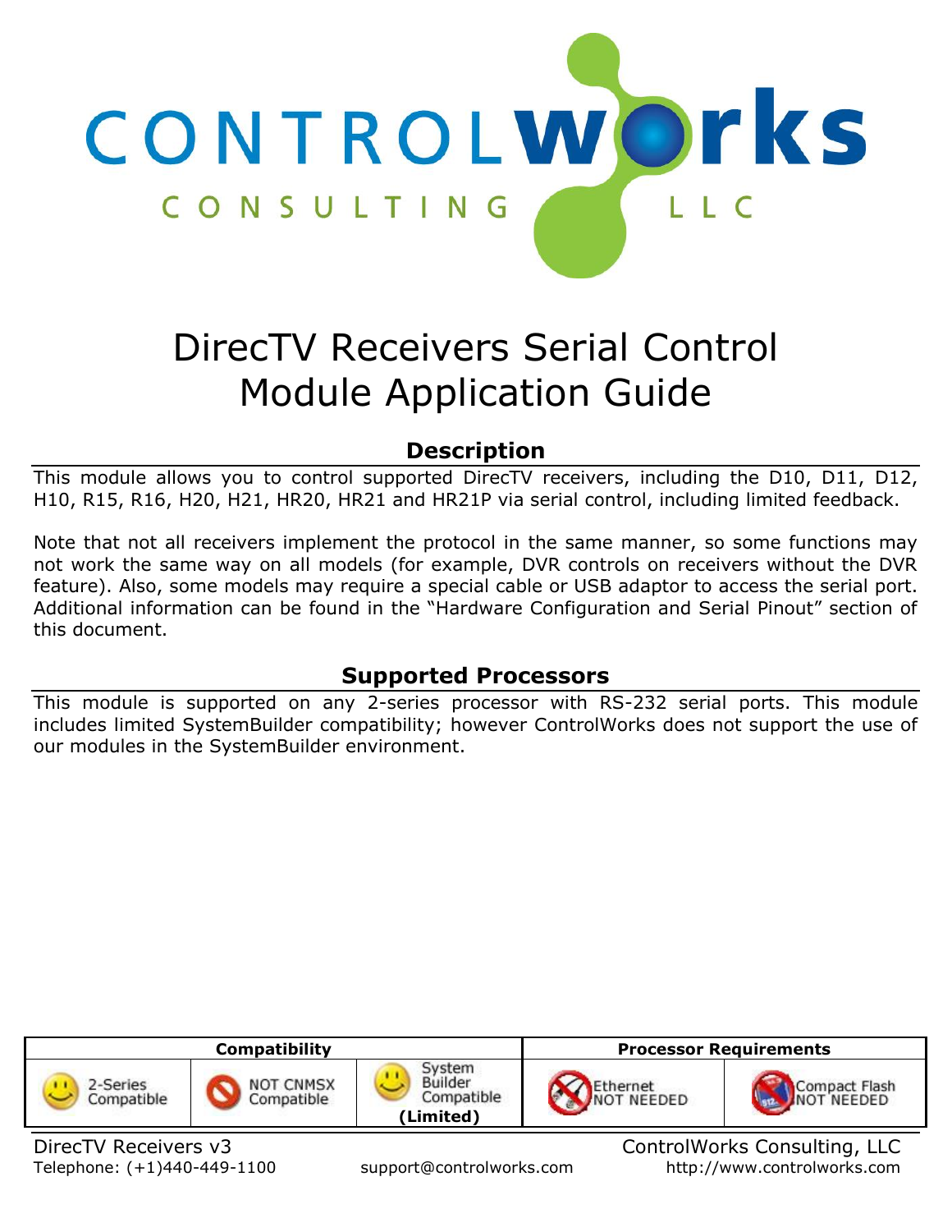# DirecTV Receivers Serial Control Module Application Guide

## Description

This module allows you to control supported DirecTV receivers, including the D10, D11, D12, H10, R15, R16, H20, H21, HR20, HR21 and HR21P via serial control, including limited feedback.

Note that not all receivers implement the protocol in the same manner, so some functions may not work the same way on all models (for example, DVR controls on receivers without the DVR feature). Also, some models may require a special cable or USB adaptor to access the serial port. Additional information can be found in the "Hardware Configuration and Serial Pinout" section of this document.

## Supported Processors

This module is supported on any 2-series processor with RS-232 serial ports. This module includes limited SystemBuilder compatibility; however ControlWorks does not support the use of our modules in the SystemBuilder environment.

| Compatibility | | | Processor Requirements | |
|---|---|---|---|---|
| 2-Series Compatible | NOT CNMSX Compatible | System Builder Compatible **(Limited)** | Ethernet NOT NEEDED | Compact Flash NOT NEEDED |

DirecTV Receivers v3

ControlWorks Consulting, LLC

Telephone: (+1)440-449-1100 support@controlworks.com http://www.controlworks.com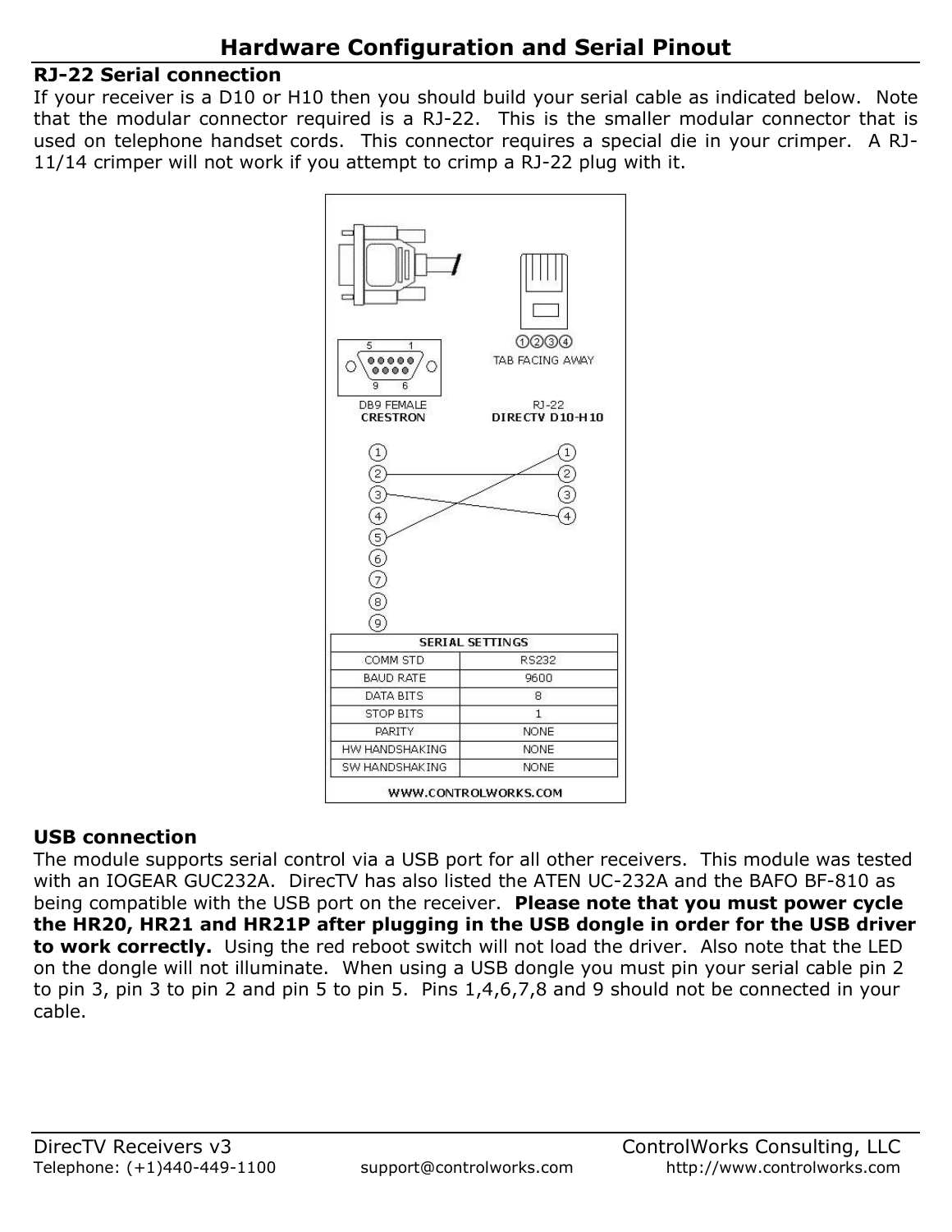# Hardware Configuration and Serial Pinout

**RJ-22 Serial connection**

If your receiver is a D10 or H10 then you should build your serial cable as indicated below. Note that the modular connector required is a RJ-22. This is the smaller modular connector that is used on telephone handset cords. This connector requires a special die in your crimper. A RJ-11/14 crimper will not work if you attempt to crimp a RJ-22 plug with it.

DB9 FEMALE
CRESTRON

RJ-22
DIRECTV D10-H10

TAB FACING AWAY

| SERIAL SETTINGS | |
|---|---|
| COMM STD | RS232 |
| BAUD RATE | 9600 |
| DATA BITS | 8 |
| STOP BITS | 1 |
| PARITY | NONE |
| HW HANDSHAKING | NONE |
| SW HANDSHAKING | NONE |

WWW.CONTROLWORKS.COM

**USB connection**

The module supports serial control via a USB port for all other receivers. This module was tested with an IOGEAR GUC232A. DirecTV has also listed the ATEN UC-232A and the BAFO BF-810 as being compatible with the USB port on the receiver. **Please note that you must power cycle the HR20, HR21 and HR21P after plugging in the USB dongle in order for the USB driver to work correctly.** Using the red reboot switch will not load the driver. Also note that the LED on the dongle will not illuminate. When using a USB dongle you must pin your serial cable pin 2 to pin 3, pin 3 to pin 2 and pin 5 to pin 5. Pins 1,4,6,7,8 and 9 should not be connected in your cable.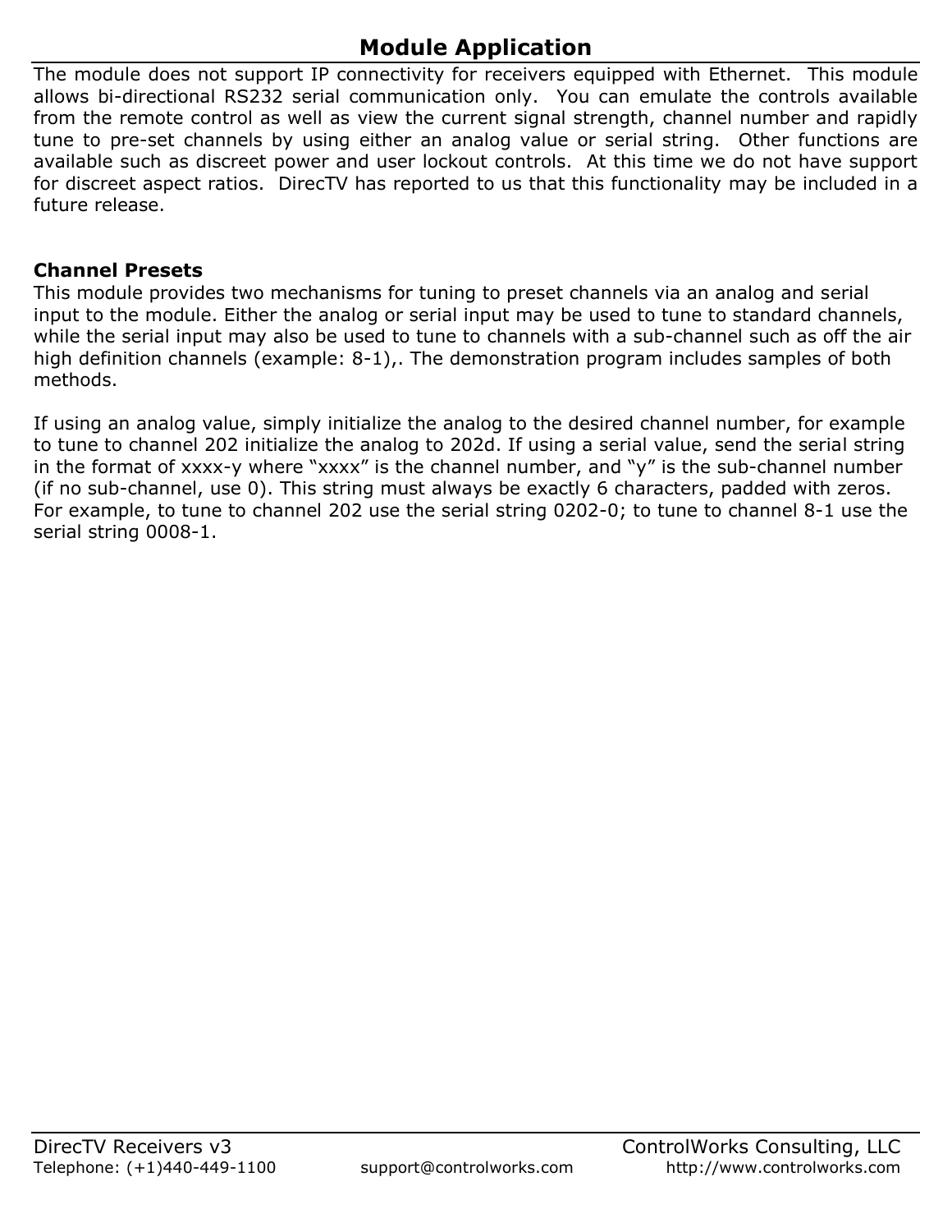# Module Application

The module does not support IP connectivity for receivers equipped with Ethernet. This module allows bi-directional RS232 serial communication only. You can emulate the controls available from the remote control as well as view the current signal strength, channel number and rapidly tune to pre-set channels by using either an analog value or serial string. Other functions are available such as discreet power and user lockout controls. At this time we do not have support for discreet aspect ratios. DirecTV has reported to us that this functionality may be included in a future release.

## Channel Presets

This module provides two mechanisms for tuning to preset channels via an analog and serial input to the module. Either the analog or serial input may be used to tune to standard channels, while the serial input may also be used to tune to channels with a sub-channel such as off the air high definition channels (example: 8-1),. The demonstration program includes samples of both methods.

If using an analog value, simply initialize the analog to the desired channel number, for example to tune to channel 202 initialize the analog to 202d. If using a serial value, send the serial string in the format of xxxx-y where "xxxx" is the channel number, and "y" is the sub-channel number (if no sub-channel, use 0). This string must always be exactly 6 characters, padded with zeros. For example, to tune to channel 202 use the serial string 0202-0; to tune to channel 8-1 use the serial string 0008-1.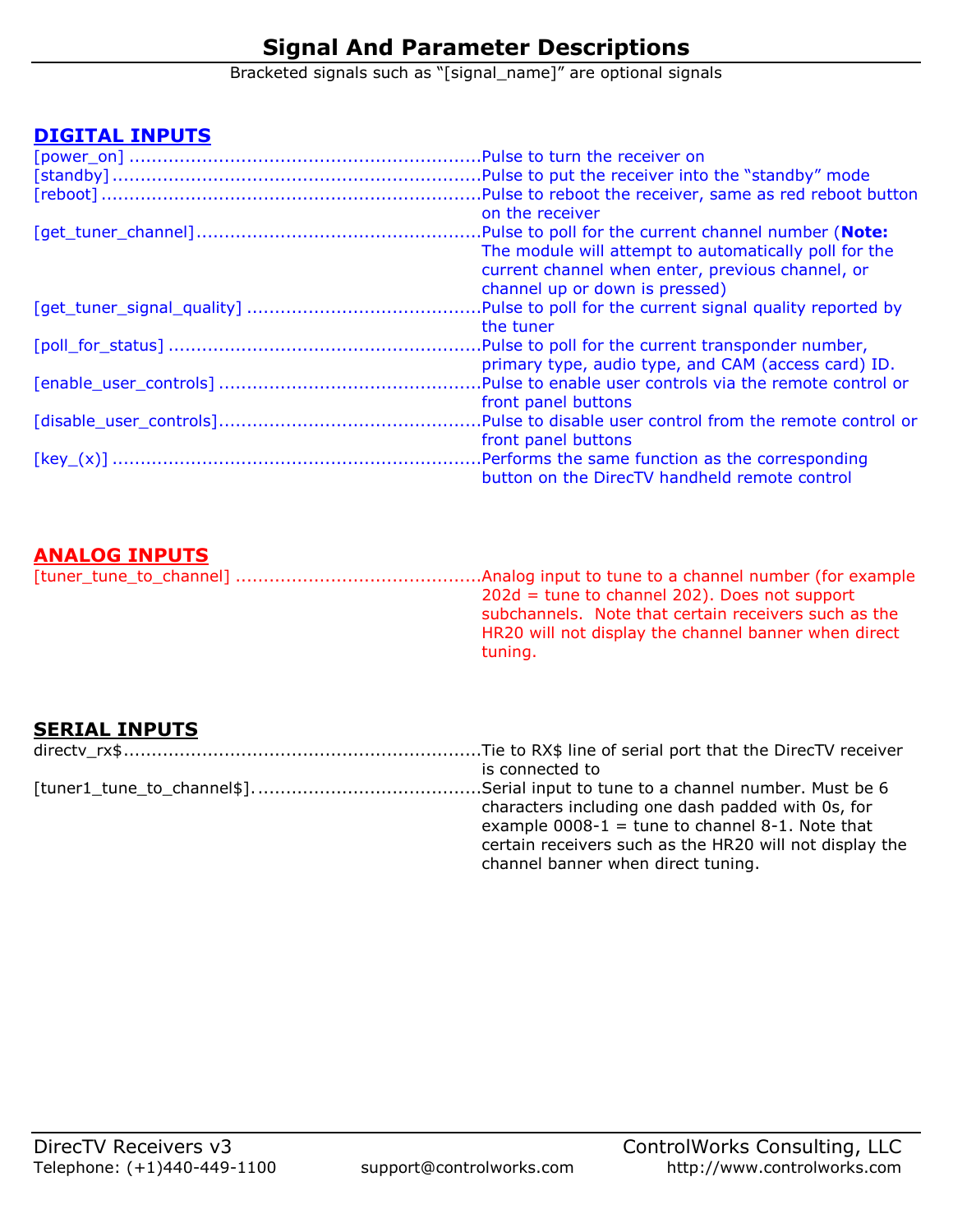# Signal And Parameter Descriptions

Bracketed signals such as "[signal_name]" are optional signals

## DIGITAL INPUTS

[power_on] ............................................................Pulse to turn the receiver on

[standby] ..............................................................Pulse to put the receiver into the "standby" mode

[reboot] ................................................................Pulse to reboot the receiver, same as red reboot button on the receiver

[get_tuner_channel]................................................Pulse to poll for the current channel number (**Note:** The module will attempt to automatically poll for the current channel when enter, previous channel, or channel up or down is pressed)

[get_tuner_signal_quality] .......................................Pulse to poll for the current signal quality reported by the tuner

[poll_for_status] .....................................................Pulse to poll for the current transponder number, primary type, audio type, and CAM (access card) ID.

[enable_user_controls] ............................................Pulse to enable user controls via the remote control or front panel buttons

[disable_user_controls]............................................Pulse to disable user control from the remote control or front panel buttons

[key_(x)] ..............................................................Performs the same function as the corresponding button on the DirecTV handheld remote control

## ANALOG INPUTS

[tuner_tune_to_channel] .........................................Analog input to tune to a channel number (for example 202d = tune to channel 202). Does not support subchannels. Note that certain receivers such as the HR20 will not display the channel banner when direct tuning.

## SERIAL INPUTS

directv_rx$.............................................................Tie to RX$ line of serial port that the DirecTV receiver is connected to

[tuner1_tune_to_channel$]......................................Serial input to tune to a channel number. Must be 6 characters including one dash padded with 0s, for example 0008-1 = tune to channel 8-1. Note that certain receivers such as the HR20 will not display the channel banner when direct tuning.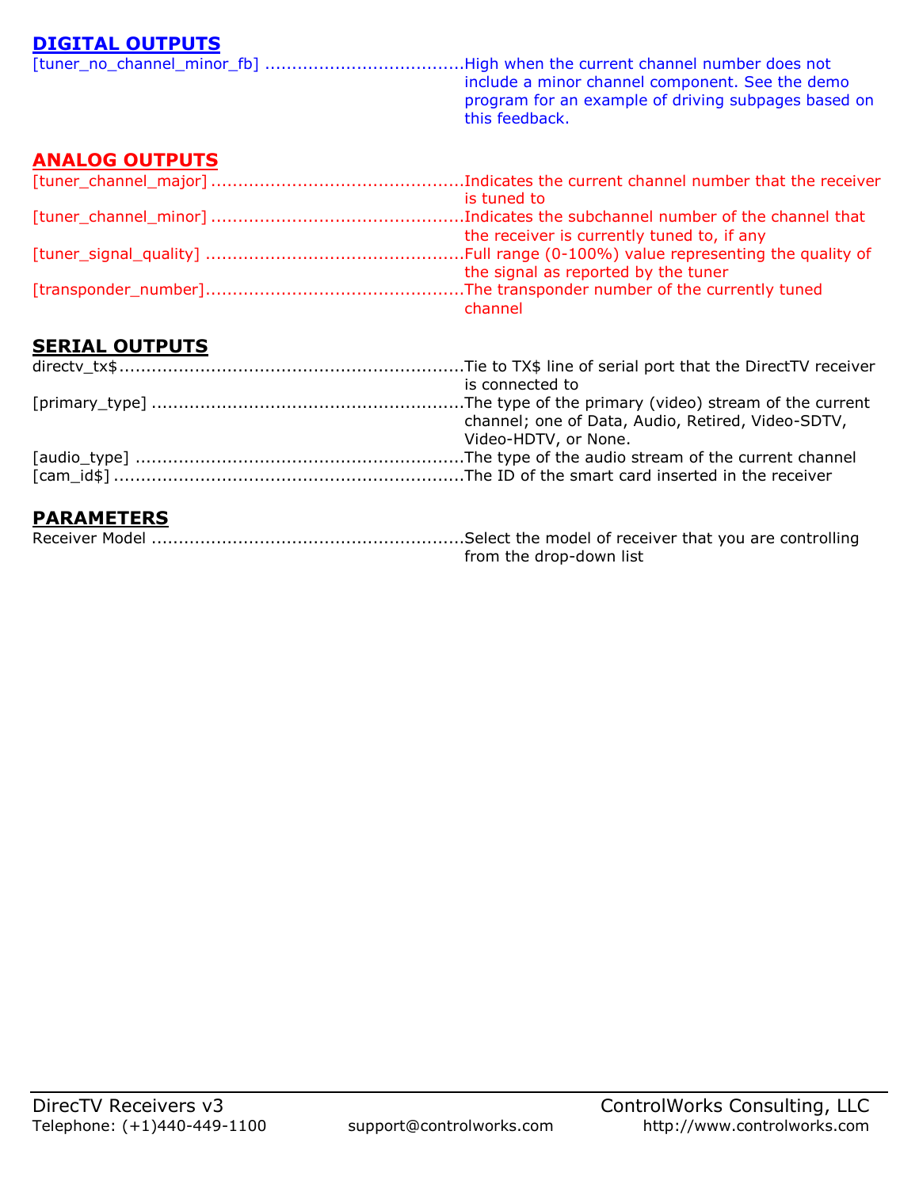## DIGITAL OUTPUTS

[tuner_no_channel_minor_fb] .....................................High when the current channel number does not include a minor channel component. See the demo program for an example of driving subpages based on this feedback.

## ANALOG OUTPUTS

[tuner_channel_major] ..............................................Indicates the current channel number that the receiver is tuned to

[tuner_channel_minor] ..............................................Indicates the subchannel number of the channel that the receiver is currently tuned to, if any

[tuner_signal_quality] ................................................Full range (0-100%) value representing the quality of the signal as reported by the tuner

[transponder_number]................................................The transponder number of the currently tuned channel

## SERIAL OUTPUTS

directv_tx$..................................................................Tie to TX$ line of serial port that the DirectTV receiver is connected to

[primary_type] ...........................................................The type of the primary (video) stream of the current channel; one of Data, Audio, Retired, Video-SDTV, Video-HDTV, or None.

[audio_type] ..............................................................The type of the audio stream of the current channel

[cam_id$] ...................................................................The ID of the smart card inserted in the receiver

## PARAMETERS

Receiver Model ...........................................................Select the model of receiver that you are controlling from the drop-down list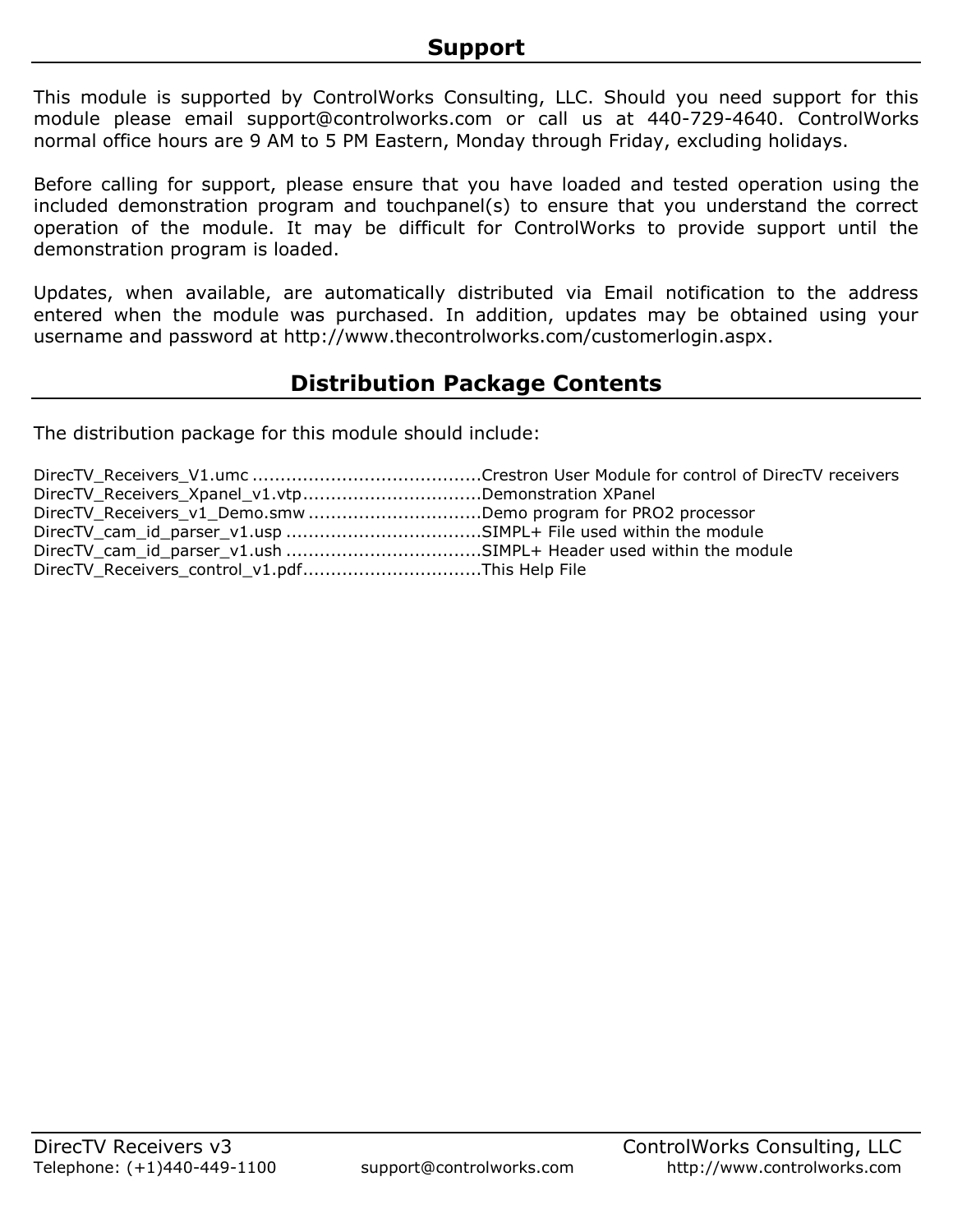## Support

This module is supported by ControlWorks Consulting, LLC. Should you need support for this module please email support@controlworks.com or call us at 440-729-4640. ControlWorks normal office hours are 9 AM to 5 PM Eastern, Monday through Friday, excluding holidays.

Before calling for support, please ensure that you have loaded and tested operation using the included demonstration program and touchpanel(s) to ensure that you understand the correct operation of the module. It may be difficult for ControlWorks to provide support until the demonstration program is loaded.

Updates, when available, are automatically distributed via Email notification to the address entered when the module was purchased. In addition, updates may be obtained using your username and password at http://www.thecontrolworks.com/customerlogin.aspx.

## Distribution Package Contents

The distribution package for this module should include:

DirecTV_Receivers_V1.umc ........................................Crestron User Module for control of DirecTV receivers
DirecTV_Receivers_Xpanel_v1.vtp................................Demonstration XPanel
DirecTV_Receivers_v1_Demo.smw ...............................Demo program for PRO2 processor
DirecTV_cam_id_parser_v1.usp ..................................SIMPL+ File used within the module
DirecTV_cam_id_parser_v1.ush ..................................SIMPL+ Header used within the module
DirecTV_Receivers_control_v1.pdf................................This Help File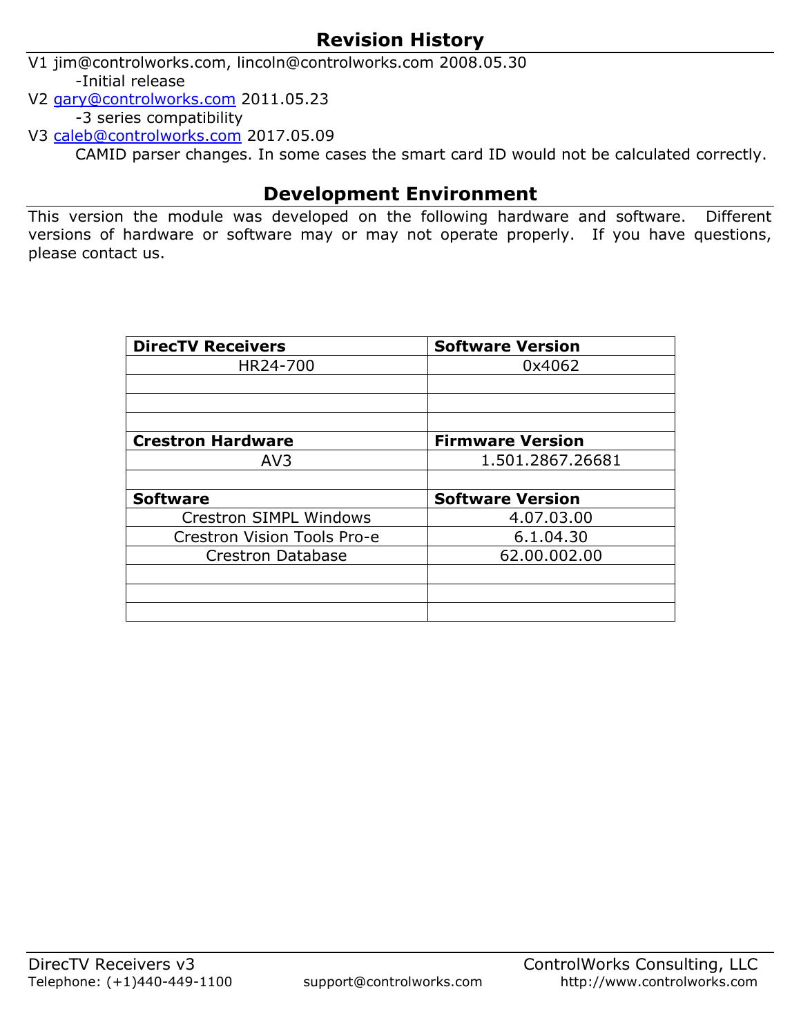## Revision History

V1 jim@controlworks.com, lincoln@controlworks.com 2008.05.30
- Initial release

V2 gary@controlworks.com 2011.05.23
- 3 series compatibility

V3 caleb@controlworks.com 2017.05.09

CAMID parser changes. In some cases the smart card ID would not be calculated correctly.

## Development Environment

This version the module was developed on the following hardware and software. Different versions of hardware or software may or may not operate properly. If you have questions, please contact us.

| **DirecTV Receivers** | **Software Version** |
|---|---|
| HR24-700 | 0x4062 |
| | |
| | |
| | |
| **Crestron Hardware** | **Firmware Version** |
| AV3 | 1.501.2867.26681 |
| | |
| **Software** | **Software Version** |
| Crestron SIMPL Windows | 4.07.03.00 |
| Crestron Vision Tools Pro-e | 6.1.04.30 |
| Crestron Database | 62.00.002.00 |
| | |
| | |
| | |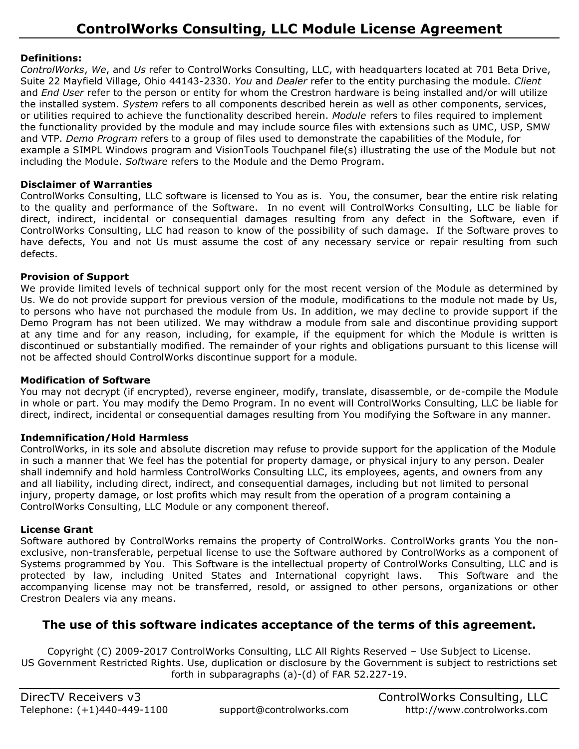# ControlWorks Consulting, LLC Module License Agreement

**Definitions:**

*ControlWorks*, *We*, and *Us* refer to ControlWorks Consulting, LLC, with headquarters located at 701 Beta Drive, Suite 22 Mayfield Village, Ohio 44143-2330. *You* and *Dealer* refer to the entity purchasing the module. *Client* and *End User* refer to the person or entity for whom the Crestron hardware is being installed and/or will utilize the installed system. *System* refers to all components described herein as well as other components, services, or utilities required to achieve the functionality described herein. *Module* refers to files required to implement the functionality provided by the module and may include source files with extensions such as UMC, USP, SMW and VTP. *Demo Program* refers to a group of files used to demonstrate the capabilities of the Module, for example a SIMPL Windows program and VisionTools Touchpanel file(s) illustrating the use of the Module but not including the Module. *Software* refers to the Module and the Demo Program.

**Disclaimer of Warranties**

ControlWorks Consulting, LLC software is licensed to You as is. You, the consumer, bear the entire risk relating to the quality and performance of the Software. In no event will ControlWorks Consulting, LLC be liable for direct, indirect, incidental or consequential damages resulting from any defect in the Software, even if ControlWorks Consulting, LLC had reason to know of the possibility of such damage. If the Software proves to have defects, You and not Us must assume the cost of any necessary service or repair resulting from such defects.

**Provision of Support**

We provide limited levels of technical support only for the most recent version of the Module as determined by Us. We do not provide support for previous version of the module, modifications to the module not made by Us, to persons who have not purchased the module from Us. In addition, we may decline to provide support if the Demo Program has not been utilized. We may withdraw a module from sale and discontinue providing support at any time and for any reason, including, for example, if the equipment for which the Module is written is discontinued or substantially modified. The remainder of your rights and obligations pursuant to this license will not be affected should ControlWorks discontinue support for a module.

**Modification of Software**

You may not decrypt (if encrypted), reverse engineer, modify, translate, disassemble, or de-compile the Module in whole or part. You may modify the Demo Program. In no event will ControlWorks Consulting, LLC be liable for direct, indirect, incidental or consequential damages resulting from You modifying the Software in any manner.

**Indemnification/Hold Harmless**

ControlWorks, in its sole and absolute discretion may refuse to provide support for the application of the Module in such a manner that We feel has the potential for property damage, or physical injury to any person. Dealer shall indemnify and hold harmless ControlWorks Consulting LLC, its employees, agents, and owners from any and all liability, including direct, indirect, and consequential damages, including but not limited to personal injury, property damage, or lost profits which may result from the operation of a program containing a ControlWorks Consulting, LLC Module or any component thereof.

**License Grant**

Software authored by ControlWorks remains the property of ControlWorks. ControlWorks grants You the non-exclusive, non-transferable, perpetual license to use the Software authored by ControlWorks as a component of Systems programmed by You. This Software is the intellectual property of ControlWorks Consulting, LLC and is protected by law, including United States and International copyright laws. This Software and the accompanying license may not be transferred, resold, or assigned to other persons, organizations or other Crestron Dealers via any means.

## The use of this software indicates acceptance of the terms of this agreement.

Copyright (C) 2009-2017 ControlWorks Consulting, LLC All Rights Reserved – Use Subject to License.
US Government Restricted Rights. Use, duplication or disclosure by the Government is subject to restrictions set forth in subparagraphs (a)-(d) of FAR 52.227-19.